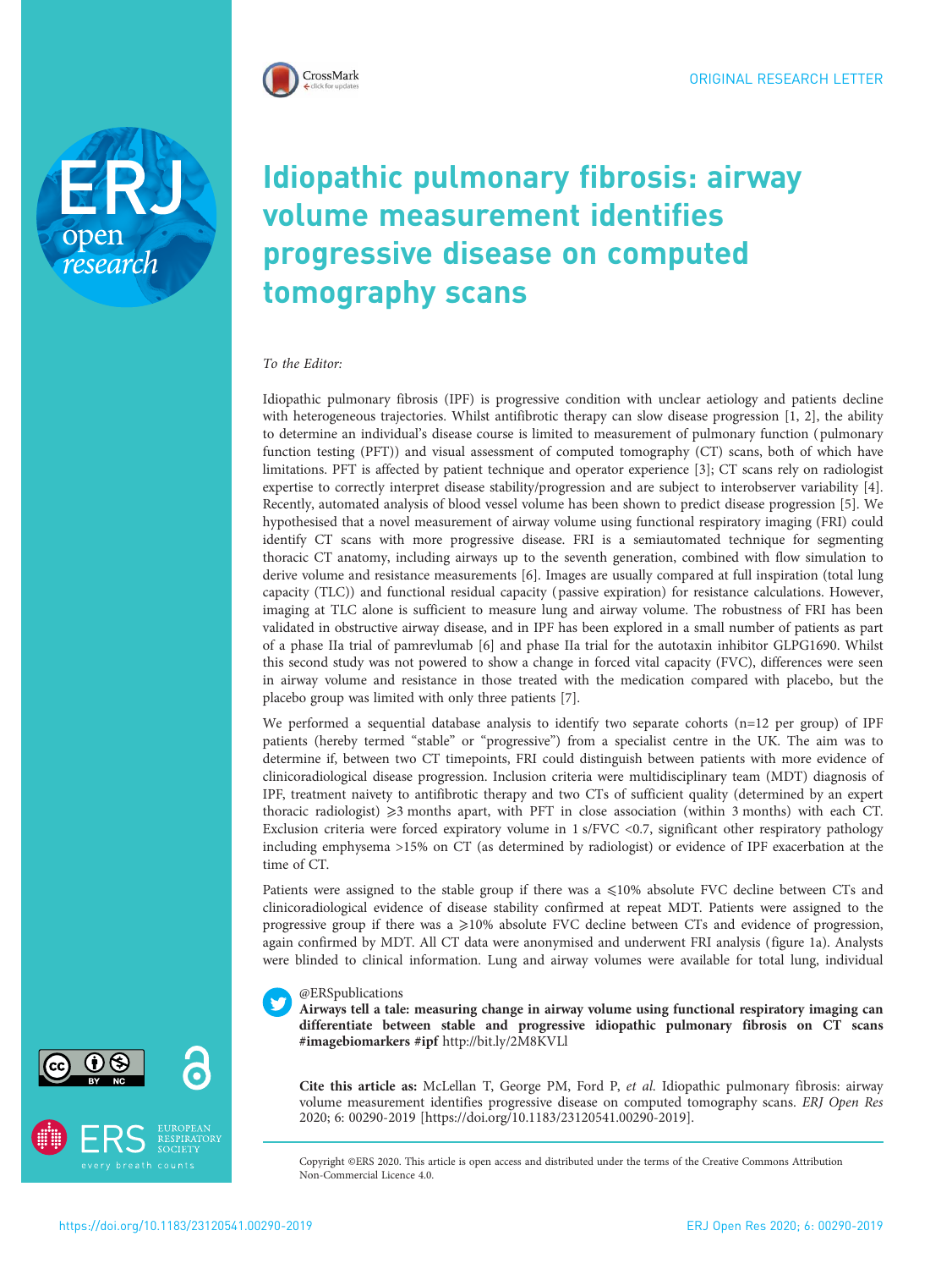ORIGINAL RESEARCH LETTER

# Idiopathic pulmonary fibrosis: airway volume measurement identifies progressive disease on computed tomography scans

*To the Editor:*

Idiopathic pulmonary fibrosis (IPF) is progressive condition with unclear aetiology and patients decline with heterogeneous trajectories. Whilst antifibrotic therapy can slow disease progression [1, 2], the ability to determine an individual's disease course is limited to measurement of pulmonary function (pulmonary function testing (PFT)) and visual assessment of computed tomography (CT) scans, both of which have limitations. PFT is affected by patient technique and operator experience [3]; CT scans rely on radiologist expertise to correctly interpret disease stability/progression and are subject to interobserver variability [4]. Recently, automated analysis of blood vessel volume has been shown to predict disease progression [5]. We hypothesised that a novel measurement of airway volume using functional respiratory imaging (FRI) could identify CT scans with more progressive disease. FRI is a semiautomated technique for segmenting thoracic CT anatomy, including airways up to the seventh generation, combined with flow simulation to derive volume and resistance measurements [6]. Images are usually compared at full inspiration (total lung capacity (TLC)) and functional residual capacity (passive expiration) for resistance calculations. However, imaging at TLC alone is sufficient to measure lung and airway volume. The robustness of FRI has been validated in obstructive airway disease, and in IPF has been explored in a small number of patients as part of a phase IIa trial of pamrevlumab [6] and phase IIa trial for the autotaxin inhibitor GLPG1690. Whilst this second study was not powered to show a change in forced vital capacity (FVC), differences were seen in airway volume and resistance in those treated with the medication compared with placebo, but the placebo group was limited with only three patients [7].

We performed a sequential database analysis to identify two separate cohorts (n=12 per group) of IPF patients (hereby termed "stable" or "progressive") from a specialist centre in the UK. The aim was to determine if, between two CT timepoints, FRI could distinguish between patients with more evidence of clinicoradiological disease progression. Inclusion criteria were multidisciplinary team (MDT) diagnosis of IPF, treatment naivety to antifibrotic therapy and two CTs of sufficient quality (determined by an expert thoracic radiologist) ⩾3 months apart, with PFT in close association (within 3 months) with each CT. Exclusion criteria were forced expiratory volume in 1 s/FVC <0.7, significant other respiratory pathology including emphysema >15% on CT (as determined by radiologist) or evidence of IPF exacerbation at the time of CT.

Patients were assigned to the stable group if there was a ⩽10% absolute FVC decline between CTs and clinicoradiological evidence of disease stability confirmed at repeat MDT. Patients were assigned to the progressive group if there was a ⩾10% absolute FVC decline between CTs and evidence of progression, again confirmed by MDT. All CT data were anonymised and underwent FRI analysis (figure 1a). Analysts were blinded to clinical information. Lung and airway volumes were available for total lung, individual

@ERSpublications
**Airways tell a tale: measuring change in airway volume using functional respiratory imaging can differentiate between stable and progressive idiopathic pulmonary fibrosis on CT scans #imagebiomarkers #ipf** http://bit.ly/2M8KVLl

**Cite this article as:** McLellan T, George PM, Ford P, *et al*. Idiopathic pulmonary fibrosis: airway volume measurement identifies progressive disease on computed tomography scans. *ERJ Open Res* 2020; 6: 00290-2019 [https://doi.org/10.1183/23120541.00290-2019].

Copyright ©ERS 2020. This article is open access and distributed under the terms of the Creative Commons Attribution Non-Commercial Licence 4.0.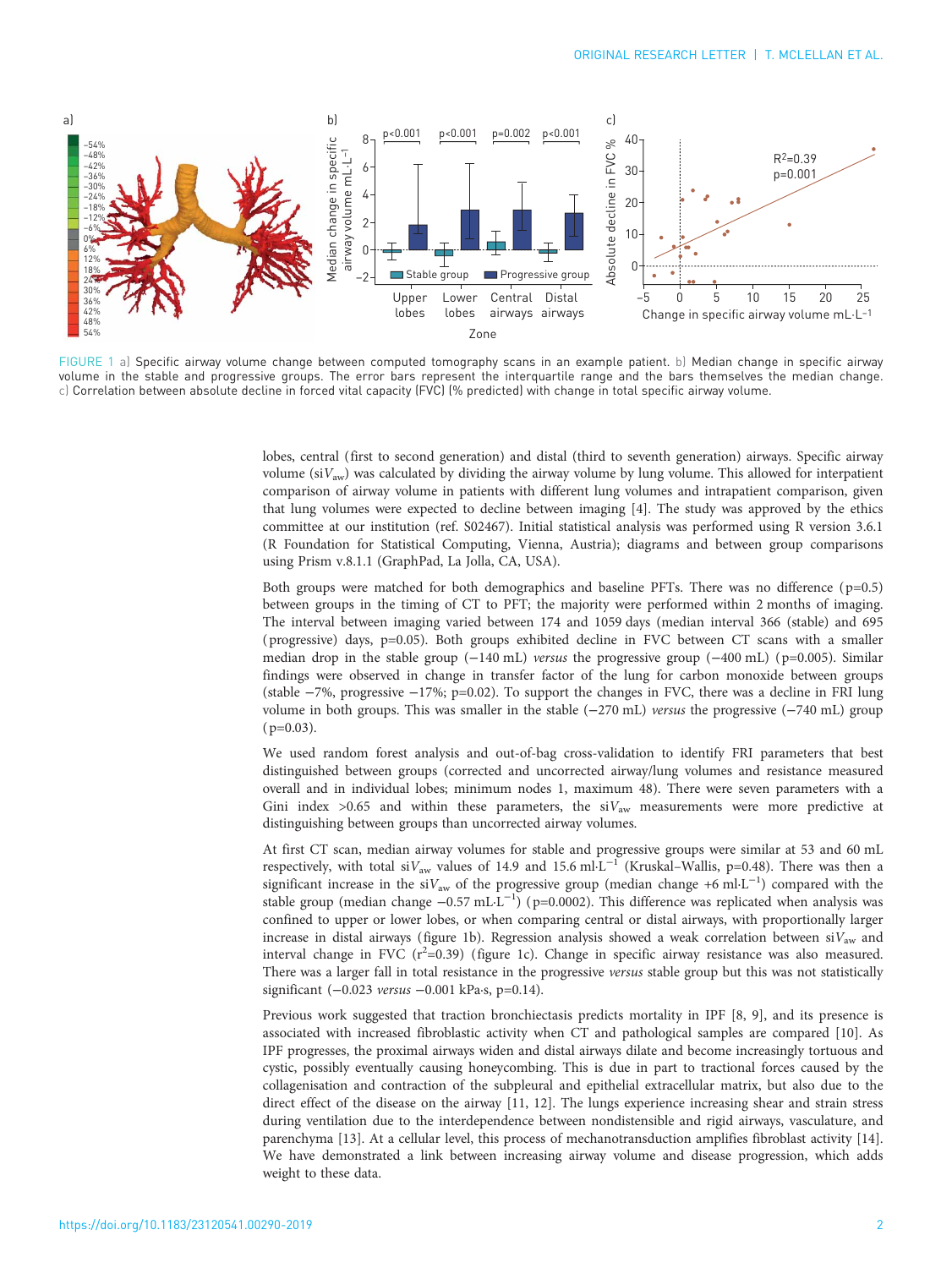FIGURE 1 a) Specific airway volume change between computed tomography scans in an example patient. b) Median change in specific airway volume in the stable and progressive groups. The error bars represent the interquartile range and the bars themselves the median change. c) Correlation between absolute decline in forced vital capacity (FVC) (% predicted) with change in total specific airway volume.

lobes, central (first to second generation) and distal (third to seventh generation) airways. Specific airway volume (si$V_{aw}$) was calculated by dividing the airway volume by lung volume. This allowed for interpatient comparison of airway volume in patients with different lung volumes and intrapatient comparison, given that lung volumes were expected to decline between imaging [4]. The study was approved by the ethics committee at our institution (ref. S02467). Initial statistical analysis was performed using R version 3.6.1 (R Foundation for Statistical Computing, Vienna, Austria); diagrams and between group comparisons using Prism v.8.1.1 (GraphPad, La Jolla, CA, USA).

Both groups were matched for both demographics and baseline PFTs. There was no difference (p=0.5) between groups in the timing of CT to PFT; the majority were performed within 2 months of imaging. The interval between imaging varied between 174 and 1059 days (median interval 366 (stable) and 695 (progressive) days, p=0.05). Both groups exhibited decline in FVC between CT scans with a smaller median drop in the stable group (−140 mL) *versus* the progressive group (−400 mL) (p=0.005). Similar findings were observed in change in transfer factor of the lung for carbon monoxide between groups (stable −7%, progressive −17%; p=0.02). To support the changes in FVC, there was a decline in FRI lung volume in both groups. This was smaller in the stable (−270 mL) *versus* the progressive (−740 mL) group (p=0.03).

We used random forest analysis and out-of-bag cross-validation to identify FRI parameters that best distinguished between groups (corrected and uncorrected airway/lung volumes and resistance measured overall and in individual lobes; minimum nodes 1, maximum 48). There were seven parameters with a Gini index >0.65 and within these parameters, the si$V_{aw}$ measurements were more predictive at distinguishing between groups than uncorrected airway volumes.

At first CT scan, median airway volumes for stable and progressive groups were similar at 53 and 60 mL respectively, with total si$V_{aw}$ values of 14.9 and 15.6 ml·L$^{-1}$ (Kruskal–Wallis, p=0.48). There was then a significant increase in the si$V_{aw}$ of the progressive group (median change +6 ml·L$^{-1}$) compared with the stable group (median change −0.57 mL·L$^{-1}$) (p=0.0002). This difference was replicated when analysis was confined to upper or lower lobes, or when comparing central or distal airways, with proportionally larger increase in distal airways (figure 1b). Regression analysis showed a weak correlation between si$V_{aw}$ and interval change in FVC ($r^2$=0.39) (figure 1c). Change in specific airway resistance was also measured. There was a larger fall in total resistance in the progressive *versus* stable group but this was not statistically significant (−0.023 *versus* −0.001 kPa·s, p=0.14).

Previous work suggested that traction bronchiectasis predicts mortality in IPF [8, 9], and its presence is associated with increased fibroblastic activity when CT and pathological samples are compared [10]. As IPF progresses, the proximal airways widen and distal airways dilate and become increasingly tortuous and cystic, possibly eventually causing honeycombing. This is due in part to tractional forces caused by the collagenisation and contraction of the subpleural and epithelial extracellular matrix, but also due to the direct effect of the disease on the airway [11, 12]. The lungs experience increasing shear and strain stress during ventilation due to the interdependence between nondistensible and rigid airways, vasculature, and parenchyma [13]. At a cellular level, this process of mechanotransduction amplifies fibroblast activity [14]. We have demonstrated a link between increasing airway volume and disease progression, which adds weight to these data.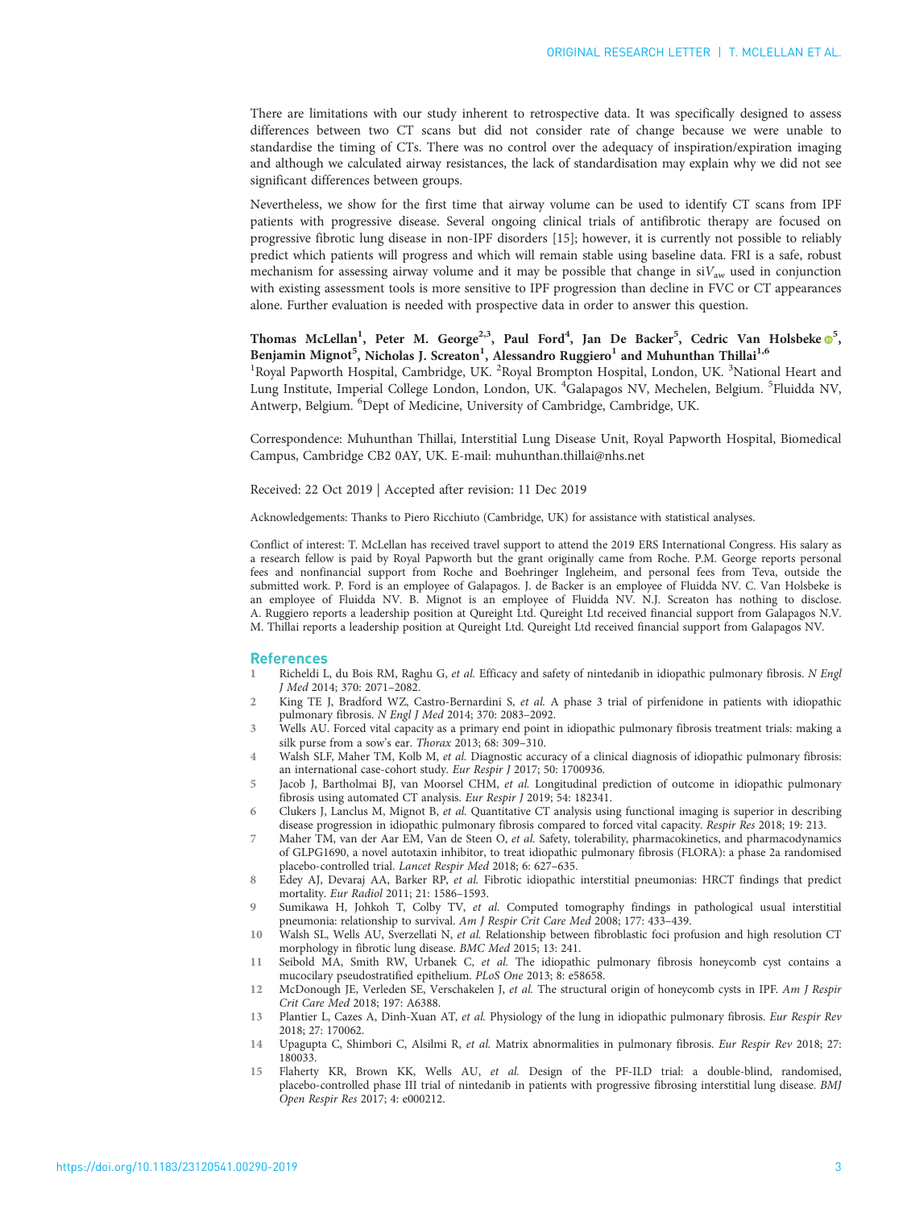There are limitations with our study inherent to retrospective data. It was specifically designed to assess differences between two CT scans but did not consider rate of change because we were unable to standardise the timing of CTs. There was no control over the adequacy of inspiration/expiration imaging and although we calculated airway resistances, the lack of standardisation may explain why we did not see significant differences between groups.

Nevertheless, we show for the first time that airway volume can be used to identify CT scans from IPF patients with progressive disease. Several ongoing clinical trials of antifibrotic therapy are focused on progressive fibrotic lung disease in non-IPF disorders [15]; however, it is currently not possible to reliably predict which patients will progress and which will remain stable using baseline data. FRI is a safe, robust mechanism for assessing airway volume and it may be possible that change in si$V_{aw}$ used in conjunction with existing assessment tools is more sensitive to IPF progression than decline in FVC or CT appearances alone. Further evaluation is needed with prospective data in order to answer this question.

**Thomas McLellan[1], Peter M. George[2,3], Paul Ford[4], Jan De Backer[5], Cedric Van Holsbeke[5], Benjamin Mignot[5], Nicholas J. Screaton[1], Alessandro Ruggiero[1] and Muhunthan Thillai[1,6]**

[1]Royal Papworth Hospital, Cambridge, UK. [2]Royal Brompton Hospital, London, UK. [3]National Heart and Lung Institute, Imperial College London, London, UK. [4]Galapagos NV, Mechelen, Belgium. [5]Fluidda NV, Antwerp, Belgium. [6]Dept of Medicine, University of Cambridge, Cambridge, UK.

Correspondence: Muhunthan Thillai, Interstitial Lung Disease Unit, Royal Papworth Hospital, Biomedical Campus, Cambridge CB2 0AY, UK. E-mail: muhunthan.thillai@nhs.net

Received: 22 Oct 2019 | Accepted after revision: 11 Dec 2019

Acknowledgements: Thanks to Piero Ricchiuto (Cambridge, UK) for assistance with statistical analyses.

Conflict of interest: T. McLellan has received travel support to attend the 2019 ERS International Congress. His salary as a research fellow is paid by Royal Papworth but the grant originally came from Roche. P.M. George reports personal fees and nonfinancial support from Roche and Boehringer Ingleheim, and personal fees from Teva, outside the submitted work. P. Ford is an employee of Galapagos. J. de Backer is an employee of Fluidda NV. C. Van Holsbeke is an employee of Fluidda NV. B. Mignot is an employee of Fluidda NV. N.J. Screaton has nothing to disclose. A. Ruggiero reports a leadership position at Qureight Ltd. Qureight Ltd received financial support from Galapagos N.V. M. Thillai reports a leadership position at Qureight Ltd. Qureight Ltd received financial support from Galapagos NV.

## References

1. Richeldi L, du Bois RM, Raghu G, *et al.* Efficacy and safety of nintedanib in idiopathic pulmonary fibrosis. *N Engl J Med* 2014; 370: 2071–2082.
2. King TE J, Bradford WZ, Castro-Bernardini S, *et al.* A phase 3 trial of pirfenidone in patients with idiopathic pulmonary fibrosis. *N Engl J Med* 2014; 370: 2083–2092.
3. Wells AU. Forced vital capacity as a primary end point in idiopathic pulmonary fibrosis treatment trials: making a silk purse from a sow's ear. *Thorax* 2013; 68: 309–310.
4. Walsh SLF, Maher TM, Kolb M, *et al.* Diagnostic accuracy of a clinical diagnosis of idiopathic pulmonary fibrosis: an international case-cohort study. *Eur Respir J* 2017; 50: 1700936.
5. Jacob J, Bartholmai BJ, van Moorsel CHM, *et al.* Longitudinal prediction of outcome in idiopathic pulmonary fibrosis using automated CT analysis. *Eur Respir J* 2019; 54: 182341.
6. Clukers J, Lanclus M, Mignot B, *et al.* Quantitative CT analysis using functional imaging is superior in describing disease progression in idiopathic pulmonary fibrosis compared to forced vital capacity. *Respir Res* 2018; 19: 213.
7. Maher TM, van der Aar EM, Van de Steen O, *et al.* Safety, tolerability, pharmacokinetics, and pharmacodynamics of GLPG1690, a novel autotaxin inhibitor, to treat idiopathic pulmonary fibrosis (FLORA): a phase 2a randomised placebo-controlled trial. *Lancet Respir Med* 2018; 6: 627–635.
8. Edey AJ, Devaraj AA, Barker RP, *et al.* Fibrotic idiopathic interstitial pneumonias: HRCT findings that predict mortality. *Eur Radiol* 2011; 21: 1586–1593.
9. Sumikawa H, Johkoh T, Colby TV, *et al.* Computed tomography findings in pathological usual interstitial pneumonia: relationship to survival. *Am J Respir Crit Care Med* 2008; 177: 433–439.
10. Walsh SL, Wells AU, Sverzellati N, *et al.* Relationship between fibroblastic foci profusion and high resolution CT morphology in fibrotic lung disease. *BMC Med* 2015; 13: 241.
11. Seibold MA, Smith RW, Urbanek C, *et al.* The idiopathic pulmonary fibrosis honeycomb cyst contains a mucocilary pseudostratified epithelium. *PLoS One* 2013; 8: e58658.
12. McDonough JE, Verleden SE, Verschakelen J, *et al.* The structural origin of honeycomb cysts in IPF. *Am J Respir Crit Care Med* 2018; 197: A6388.
13. Plantier L, Cazes A, Dinh-Xuan AT, *et al.* Physiology of the lung in idiopathic pulmonary fibrosis. *Eur Respir Rev* 2018; 27: 170062.
14. Upagupta C, Shimbori C, Alsilmi R, *et al.* Matrix abnormalities in pulmonary fibrosis. *Eur Respir Rev* 2018; 27: 180033.
15. Flaherty KR, Brown KK, Wells AU, *et al.* Design of the PF-ILD trial: a double-blind, randomised, placebo-controlled phase III trial of nintedanib in patients with progressive fibrosing interstitial lung disease. *BMJ Open Respir Res* 2017; 4: e000212.